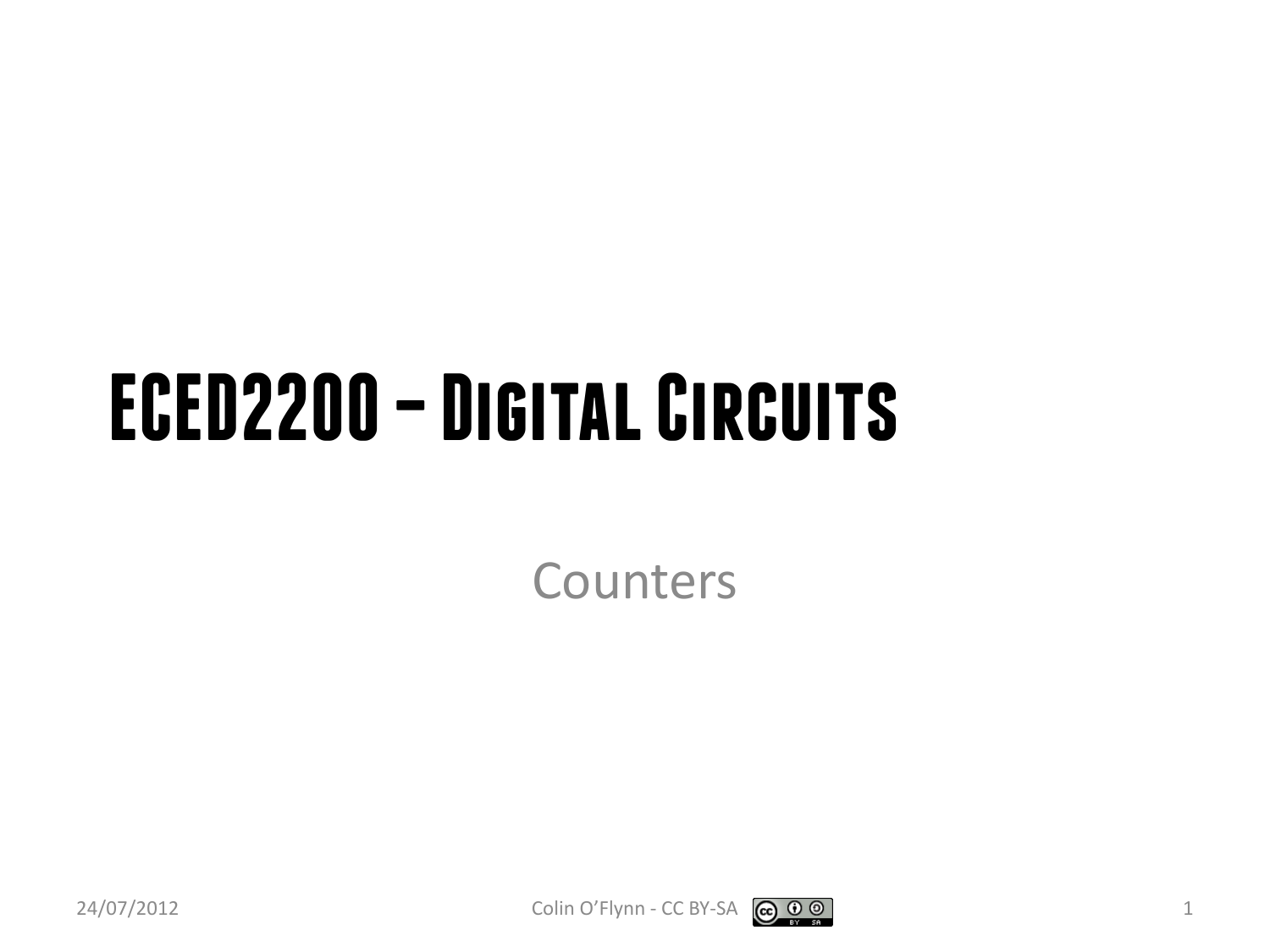# ECED2200 – Digital Circuits

Counters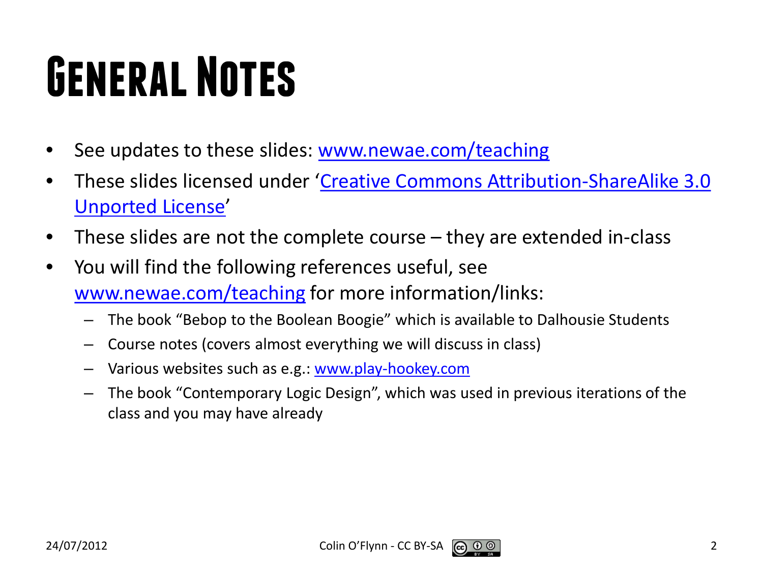# General Notes

- See updates to these slides: www.newae.com/teaching
- These slides licensed under 'Creative Commons Attribution-ShareAlike 3.0 Unported License'
- These slides are not the complete course – they are extended in-class
- You will find the following references useful, see www.newae.com/teaching for more information/links:
  - The book "Bebop to the Boolean Boogie" which is available to Dalhousie Students
  - Course notes (covers almost everything we will discuss in class)
  - Various websites such as e.g.: www.play-hookey.com
  - The book "Contemporary Logic Design", which was used in previous iterations of the class and you may have already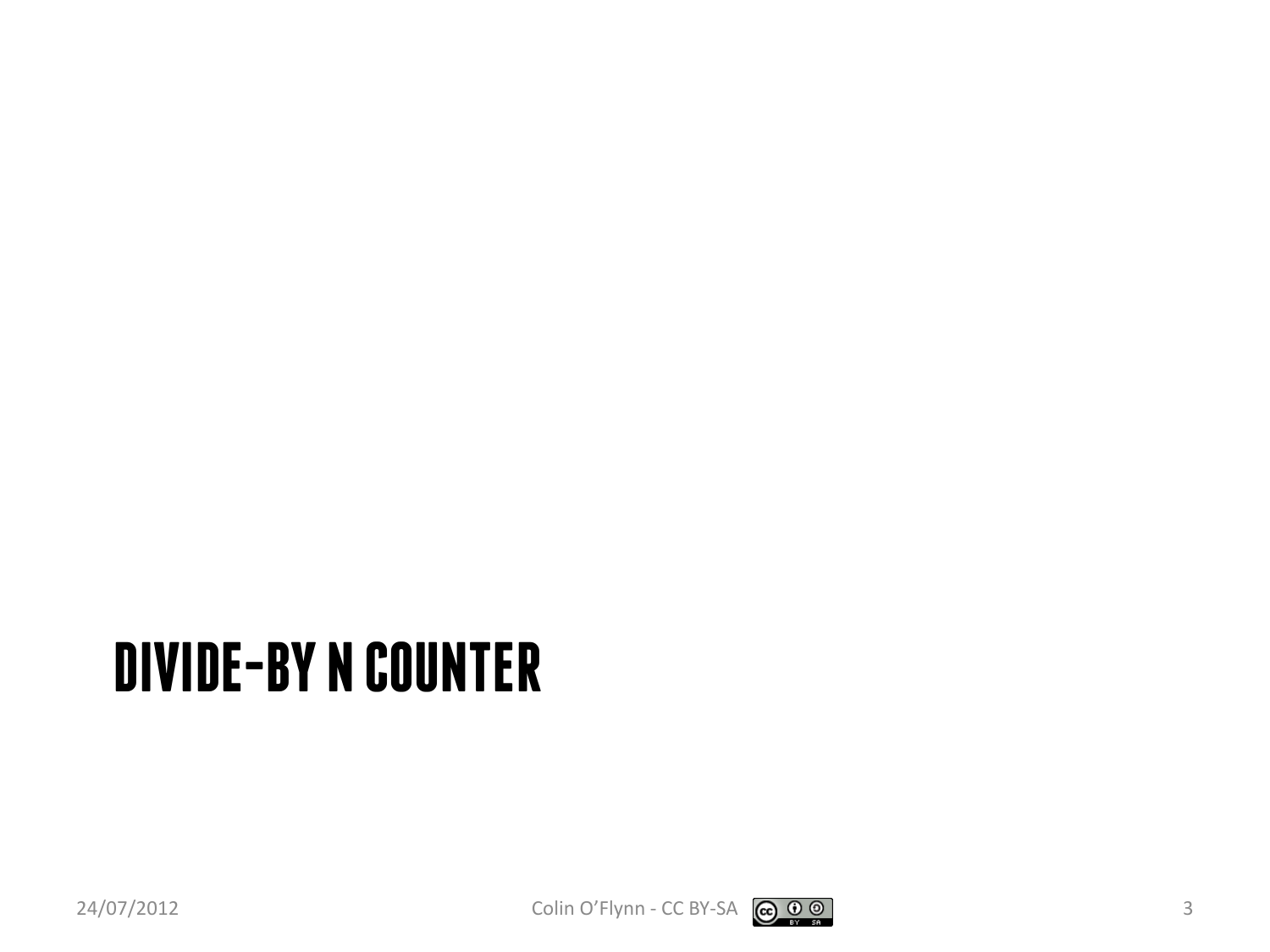# DIVIDE-BY N COUNTER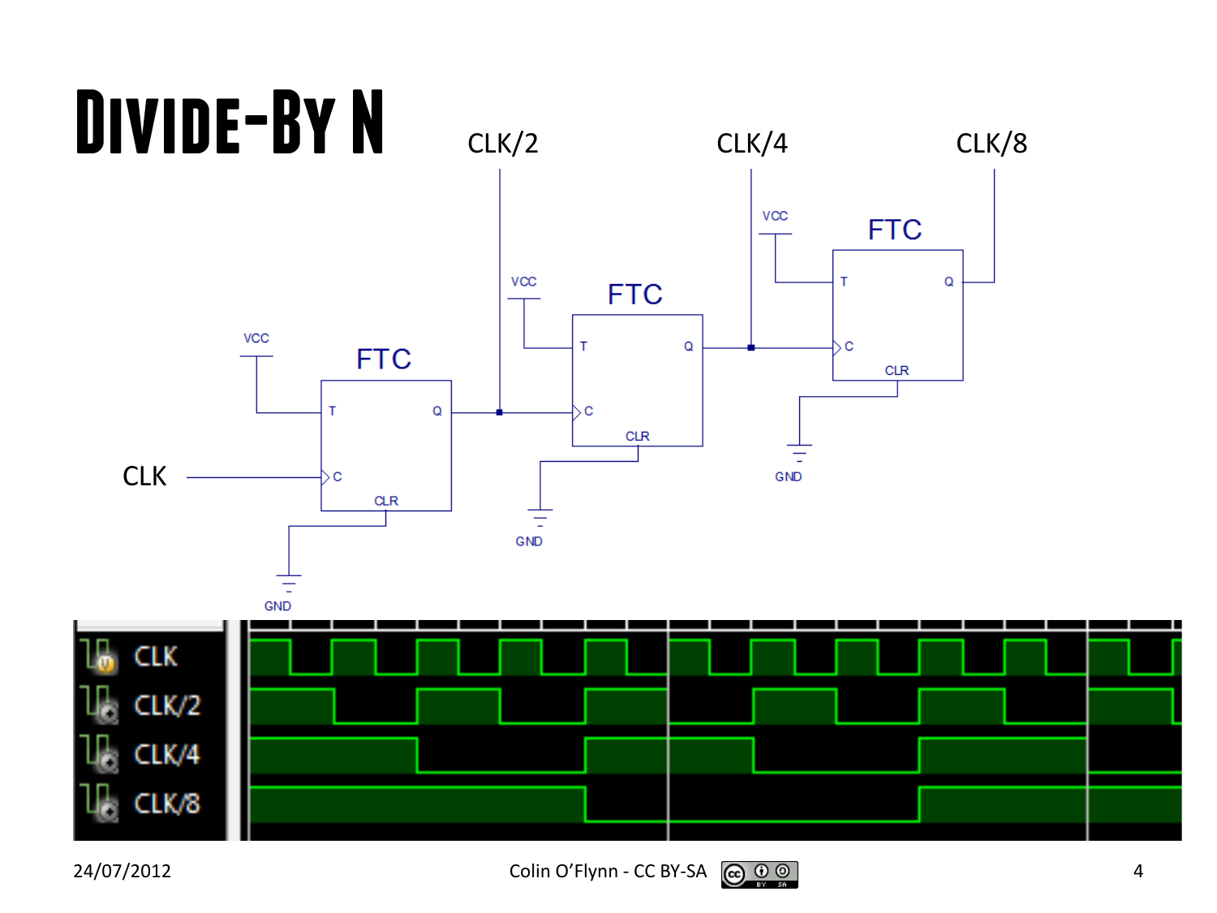# Divide-By N

CLK/2

CLK/4

CLK/8

VCC

FTC

T Q

C

CLR

GND

CLK

CLK

CLK/2

CLK/4

CLK/8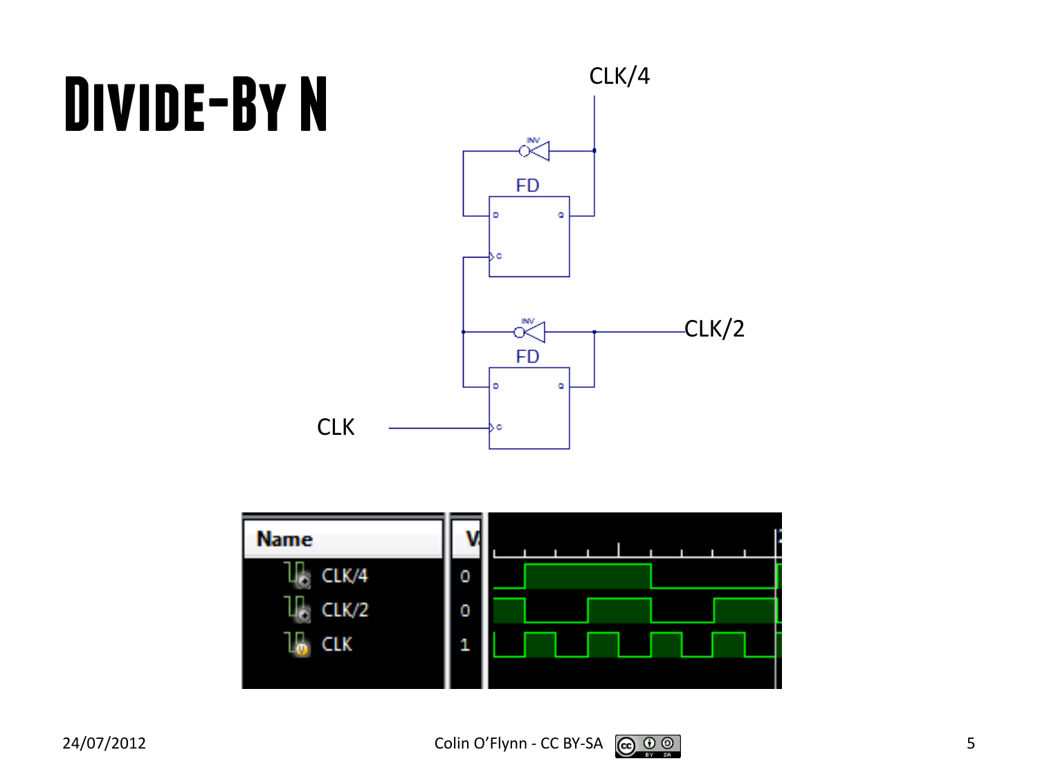# Divide-By N

CLK/4

FD

CLK/2

FD

CLK

| Name | V |
|---|---|
| CLK/4 | 0 |
| CLK/2 | 0 |
| CLK | 1 |

24/07/2012

Colin O'Flynn - CC BY-SA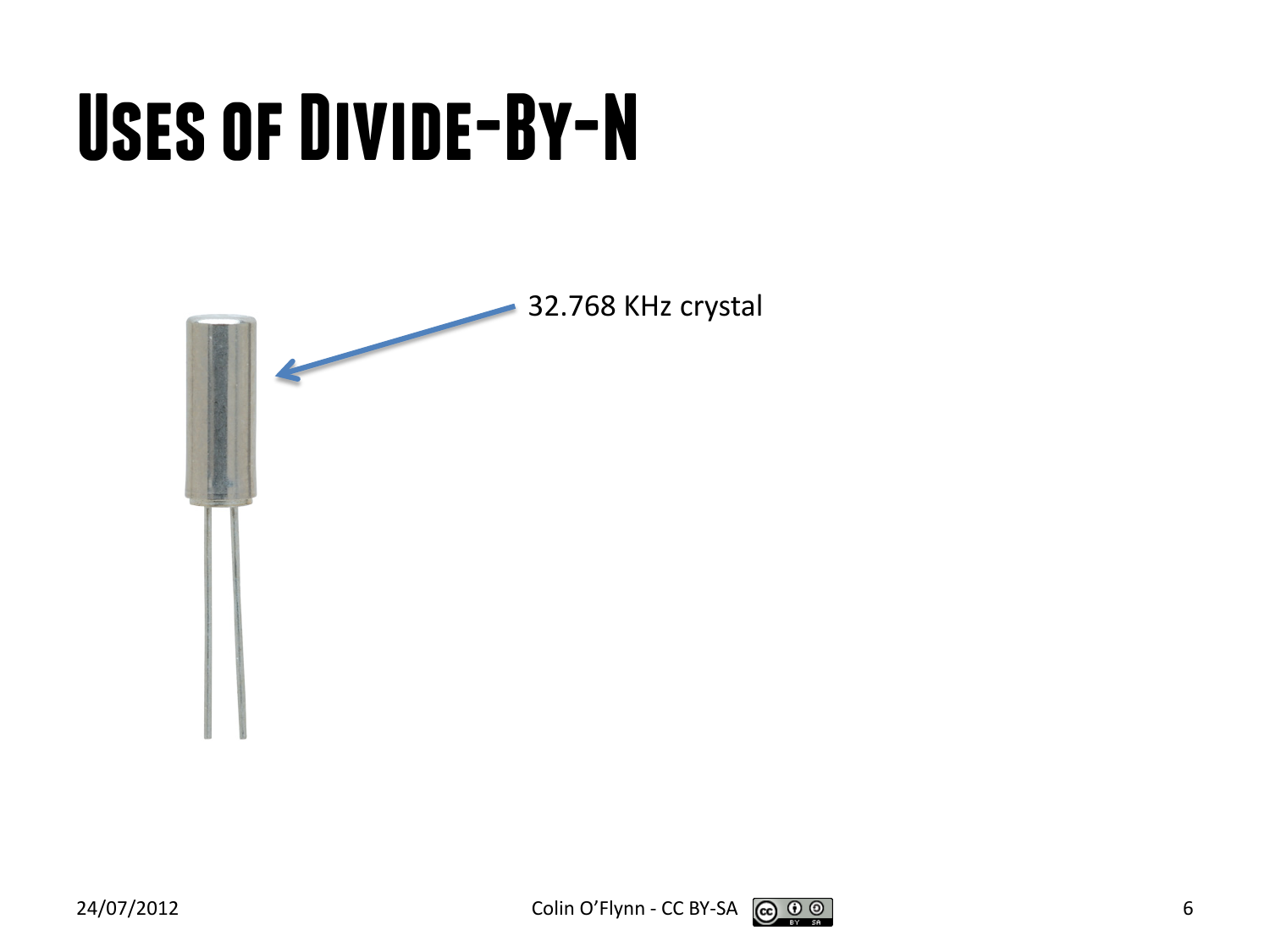# Uses of Divide-By-N

32.768 KHz crystal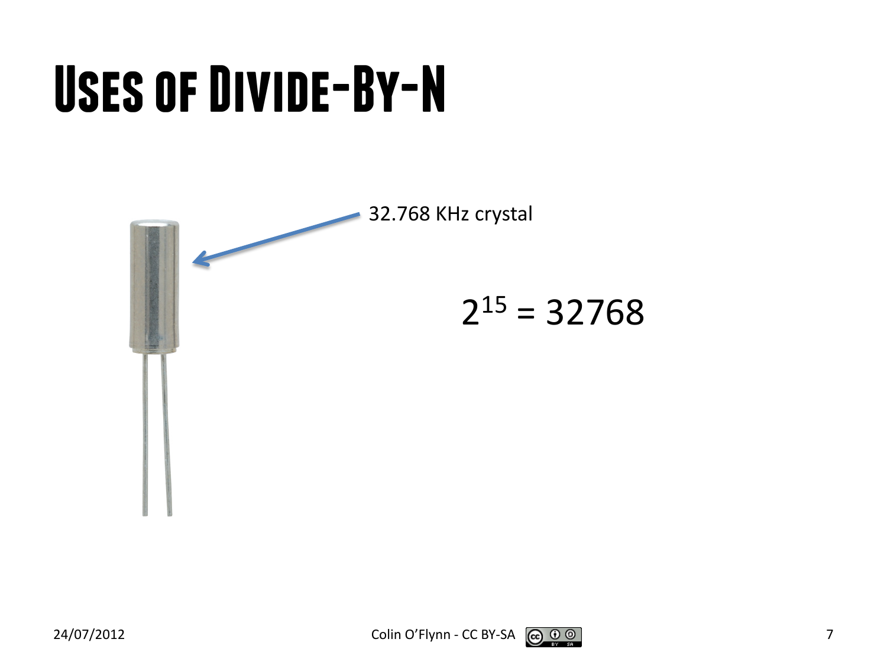# Uses of Divide-By-N

32.768 KHz crystal

$$2^{15} = 32768$$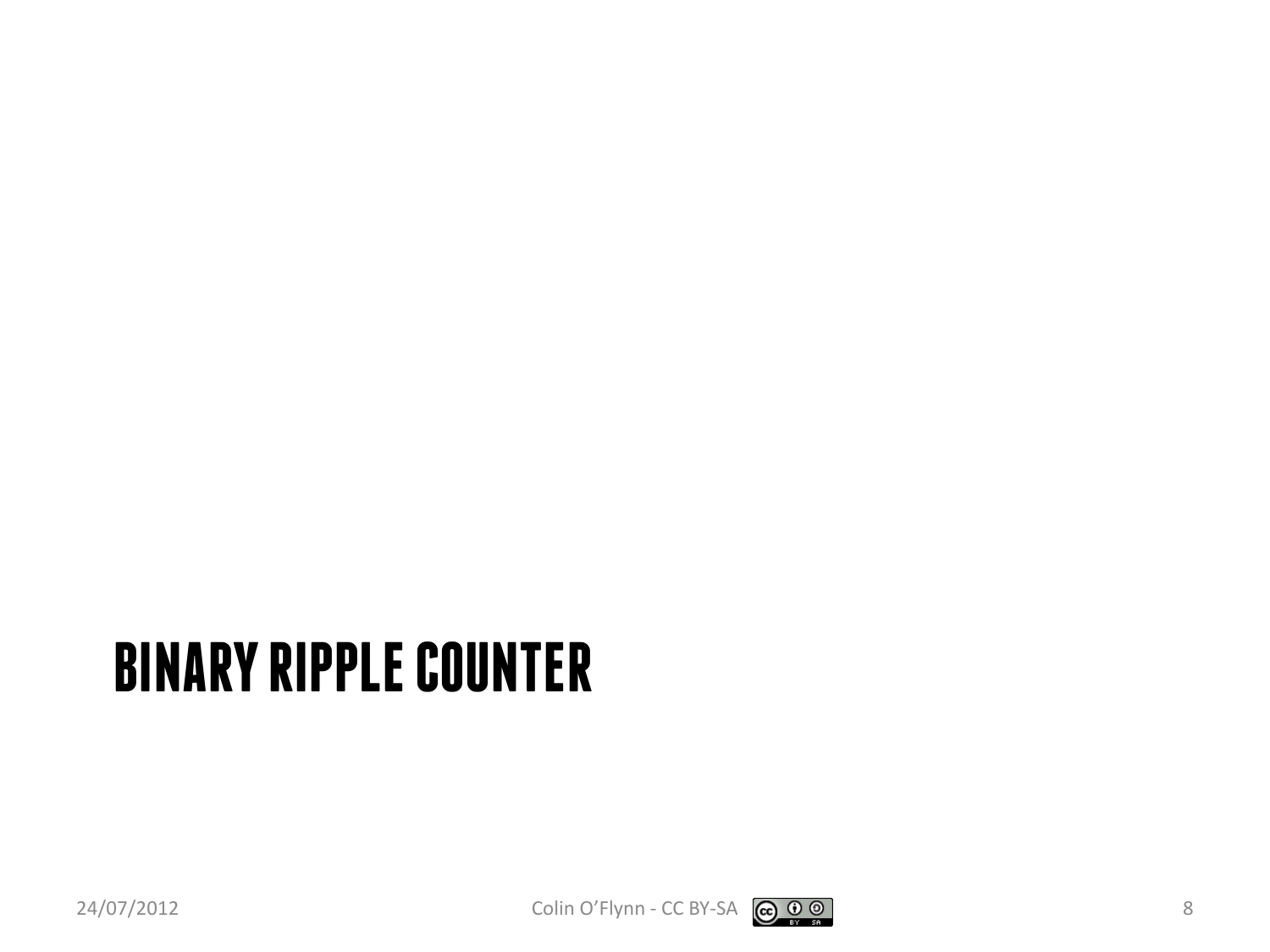# BINARY RIPPLE COUNTER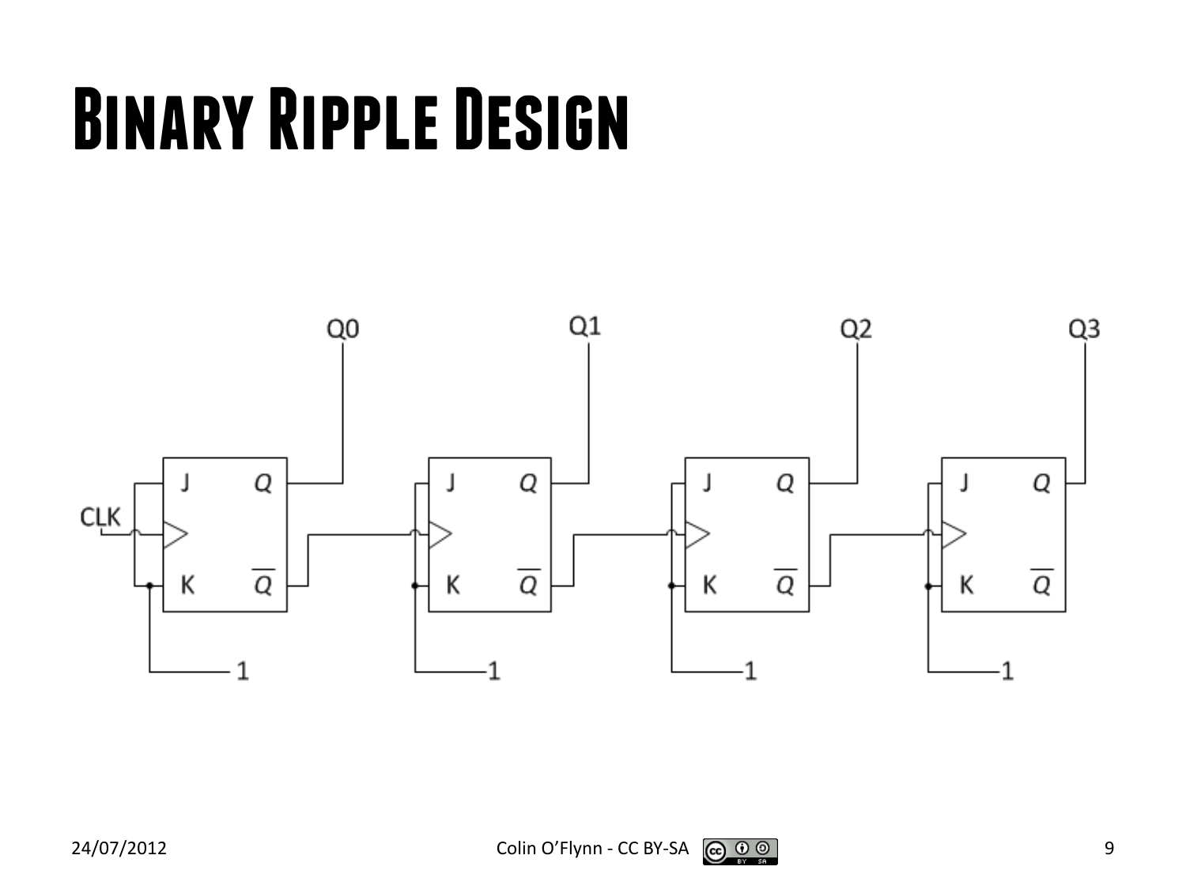# Binary Ripple Design

Q0 Q1 Q2 Q3

J Q

CLK

K $\overline{Q}$

1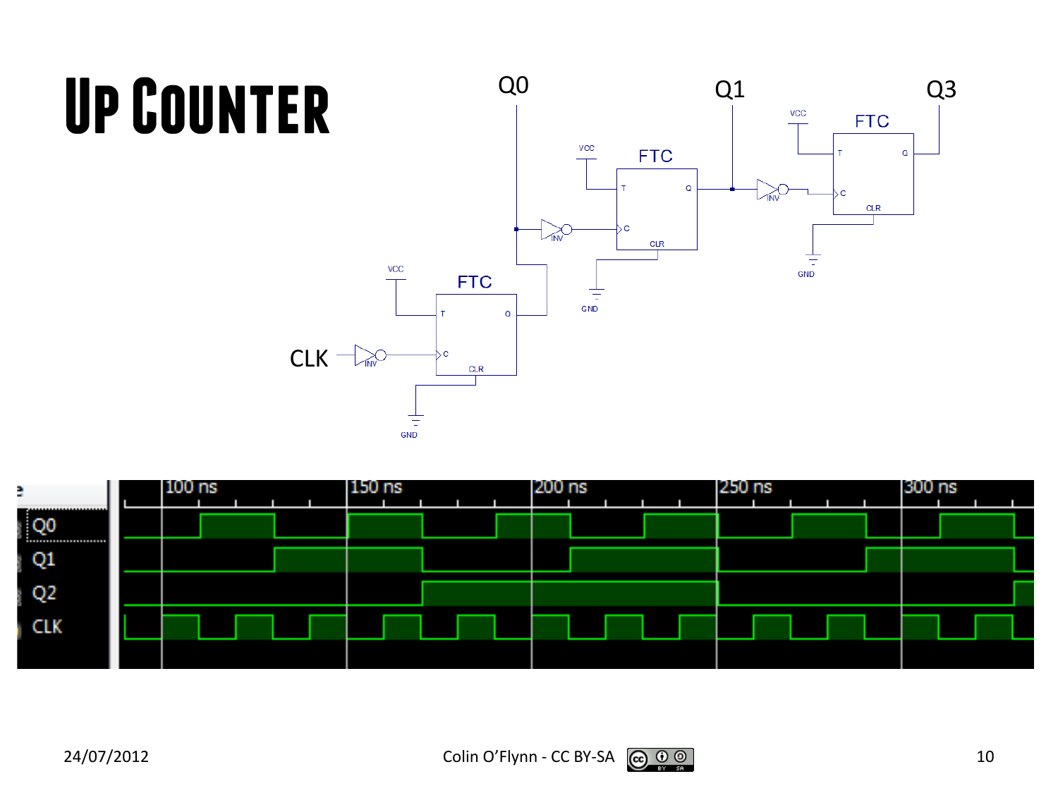# Up Counter

Q0 Q1 Q3

CLK

| 100 ns | 150 ns | 200 ns | 250 ns | 300 ns |
|---|---|---|---|---|

Q0
Q1
Q2
CLK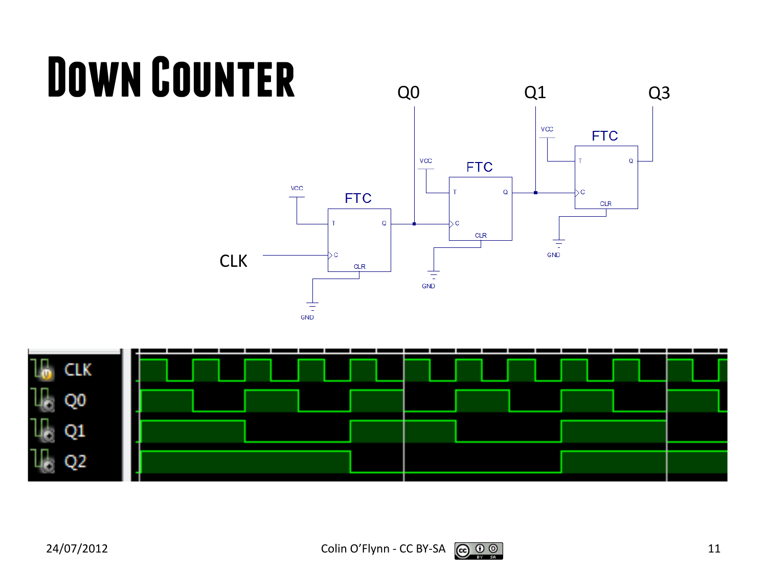# Down Counter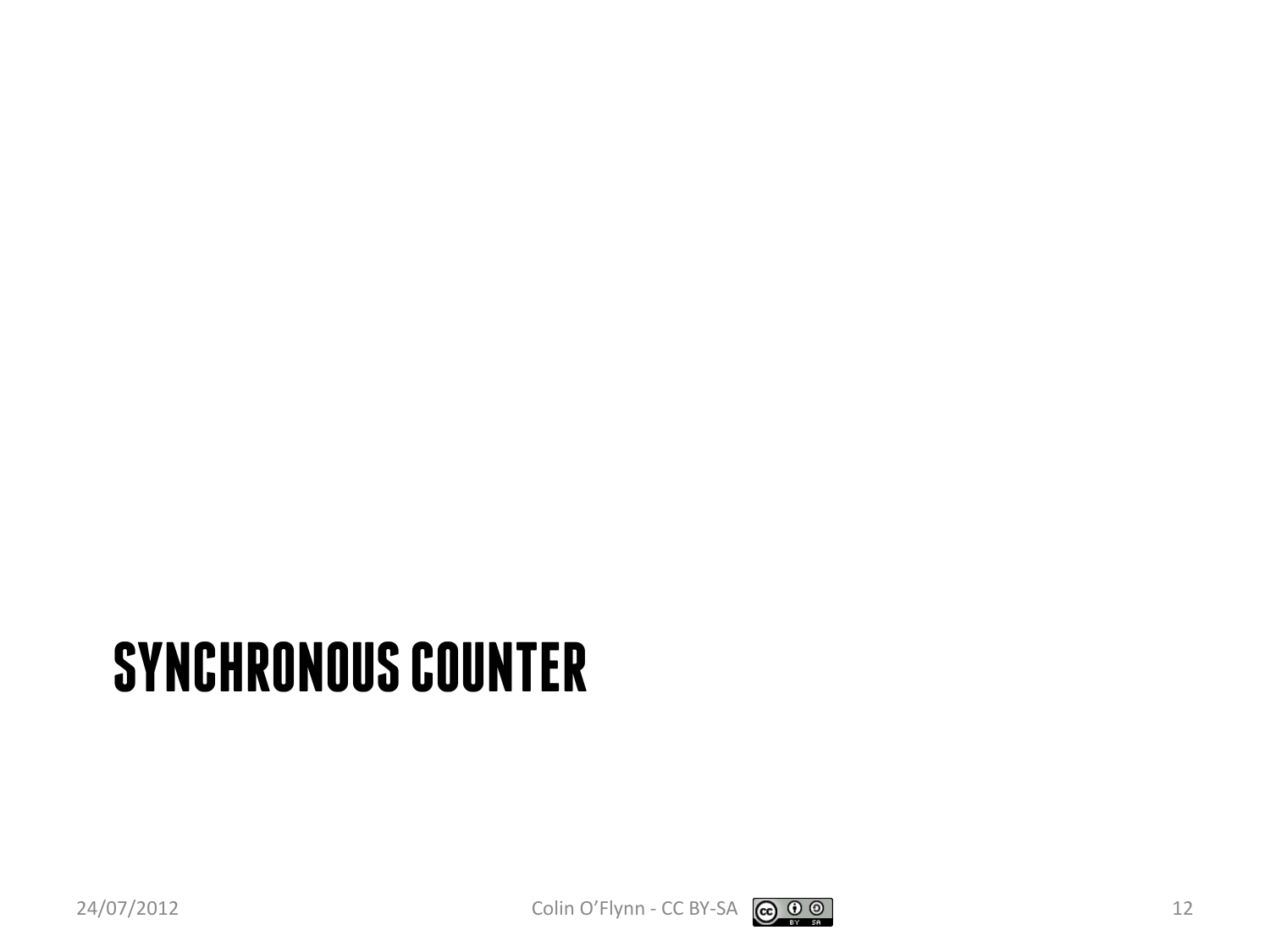# SYNCHRONOUS COUNTER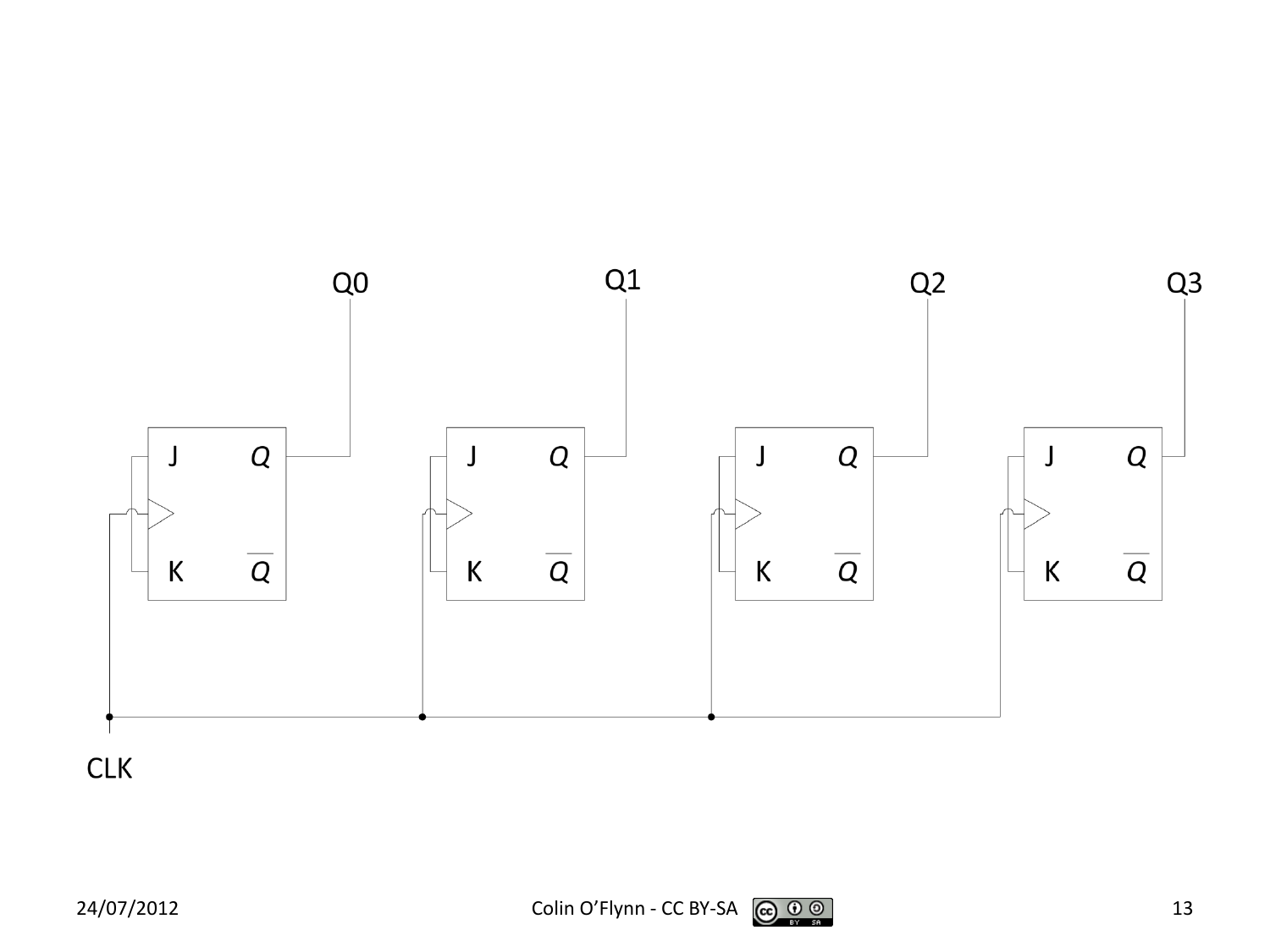Q0 Q1 Q2 Q3

J Q K $\overline{Q}$ | J Q K $\overline{Q}$ | J Q K $\overline{Q}$ | J Q K $\overline{Q}$

CLK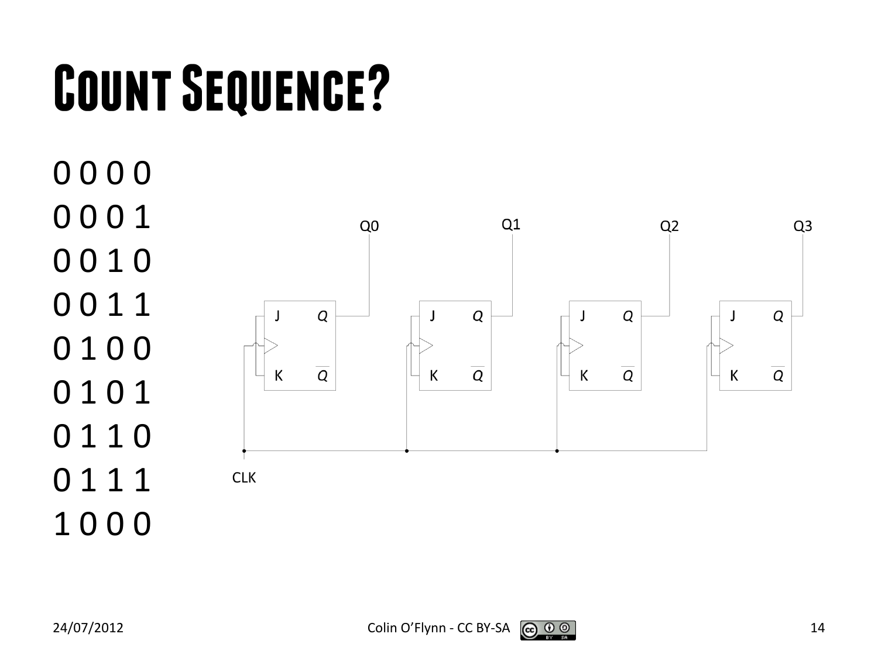# Count Sequence?

0 0 0 0
0 0 0 1
0 0 1 0
0 0 1 1
0 1 0 0
0 1 0 1
0 1 1 0
0 1 1 1
1 0 0 0

Q0 Q1 Q2 Q3

J Q K $\overline{Q}$

CLK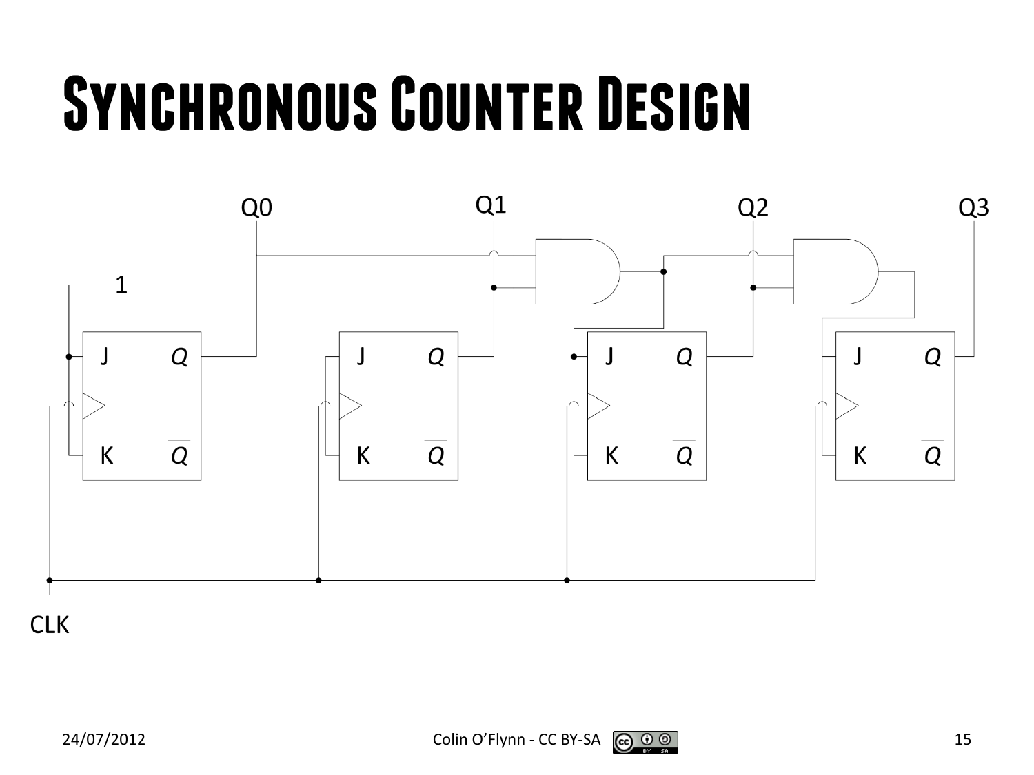# Synchronous Counter Design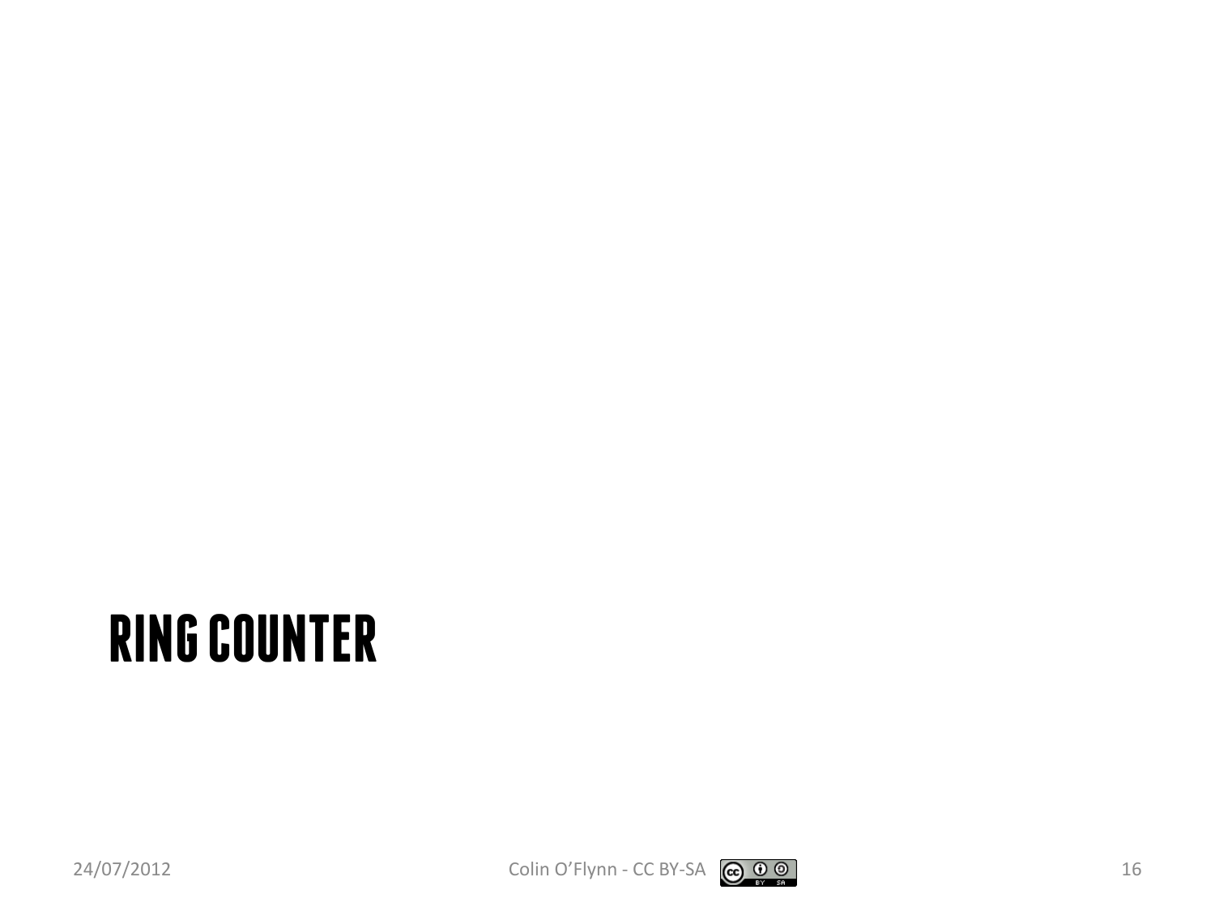# RING COUNTER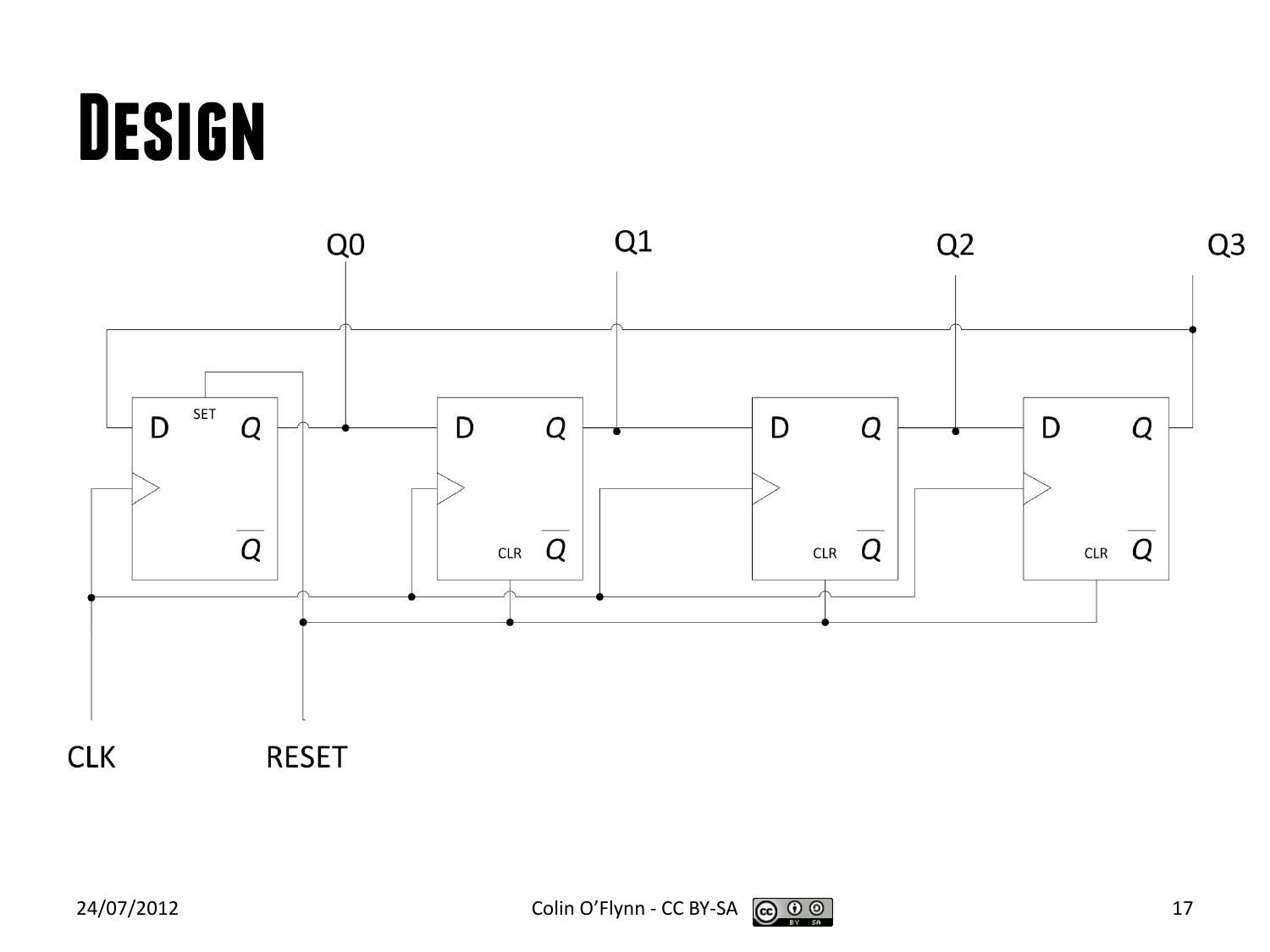# Design

Q0 Q1 Q2 Q3

D SET Q

D Q CLR

D Q CLR

D Q CLR

CLK RESET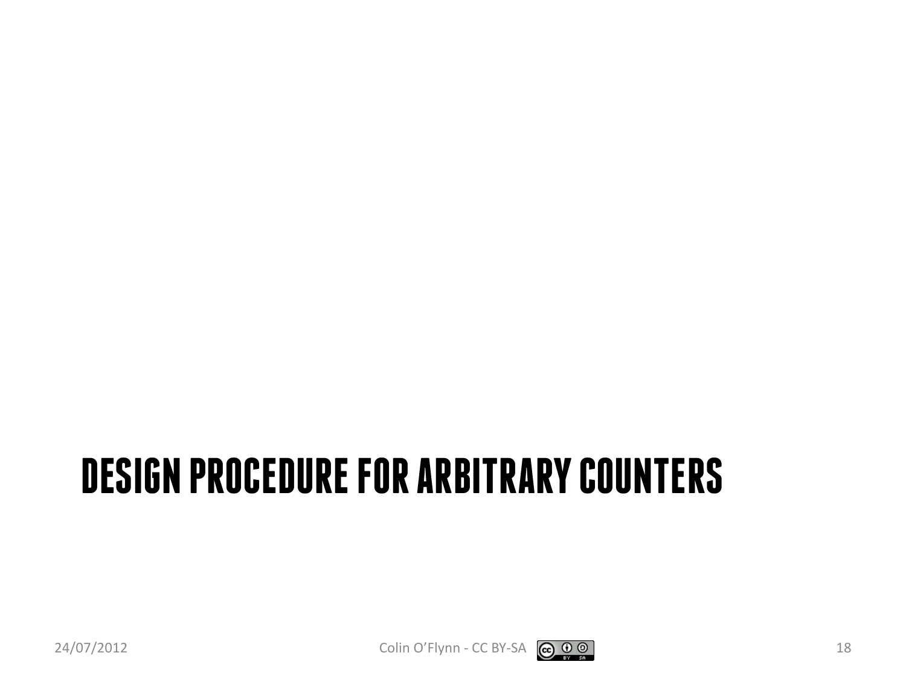# DESIGN PROCEDURE FOR ARBITRARY COUNTERS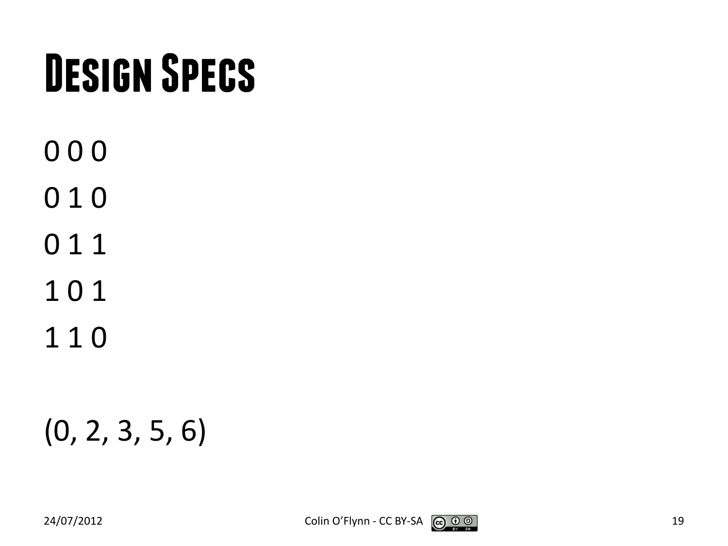# Design Specs

0 0 0

0 1 0

0 1 1

1 0 1

1 1 0

(0, 2, 3, 5, 6)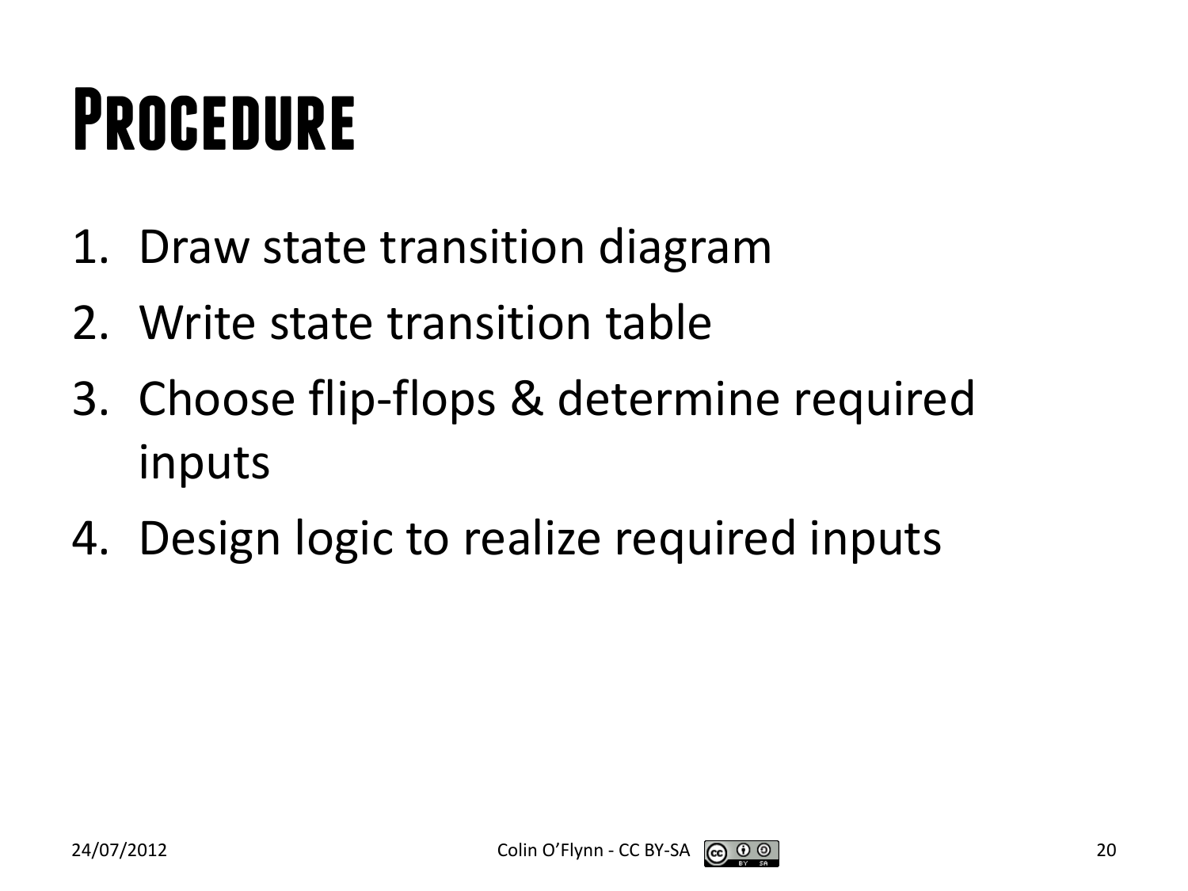# Procedure

1. Draw state transition diagram
2. Write state transition table
3. Choose flip-flops & determine required inputs
4. Design logic to realize required inputs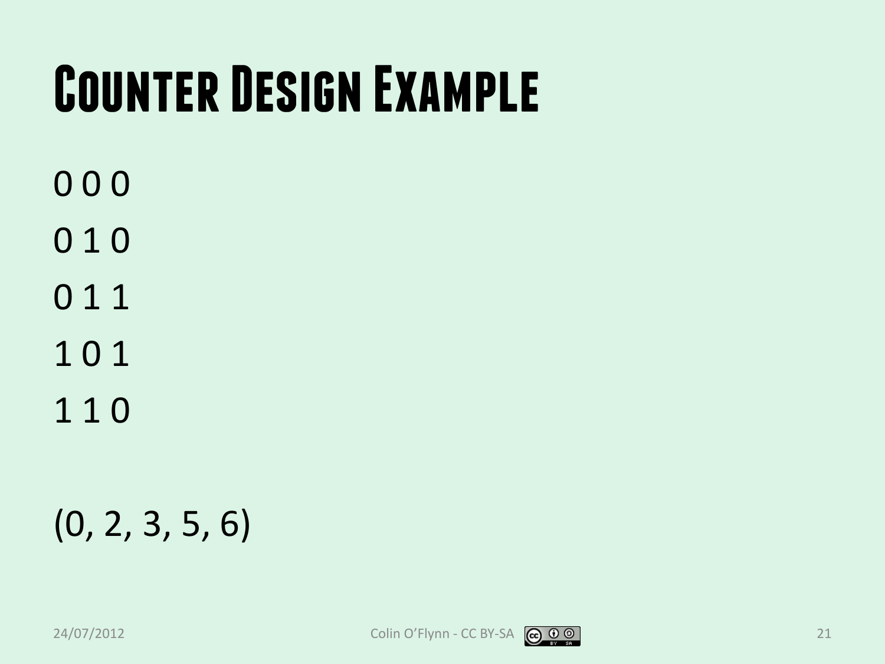# Counter Design Example

0 0 0

0 1 0

0 1 1

1 0 1

1 1 0

(0, 2, 3, 5, 6)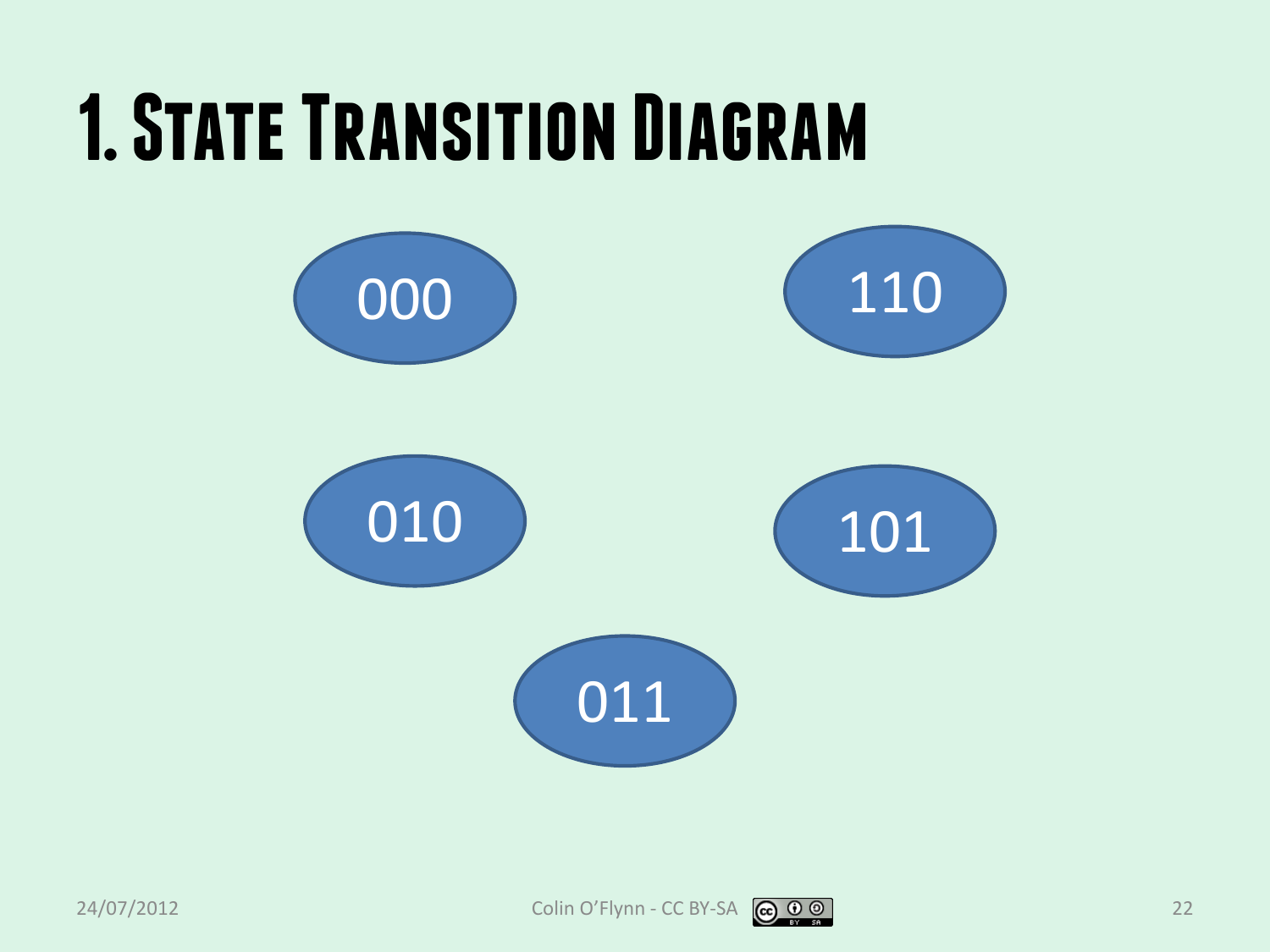# 1. State Transition Diagram

000

110

010

101

011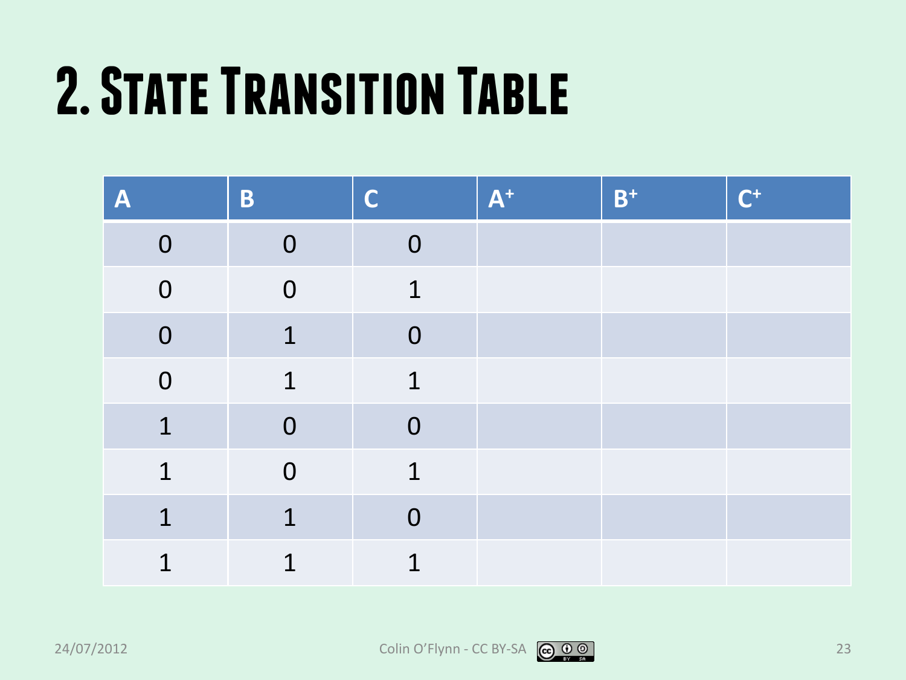# 2. State Transition Table

| A | B | C | $A^+$ | $B^+$ | $C^+$ |
|---|---|---|---|---|---|
| 0 | 0 | 0 | | | |
| 0 | 0 | 1 | | | |
| 0 | 1 | 0 | | | |
| 0 | 1 | 1 | | | |
| 1 | 0 | 0 | | | |
| 1 | 0 | 1 | | | |
| 1 | 1 | 0 | | | |
| 1 | 1 | 1 | | | |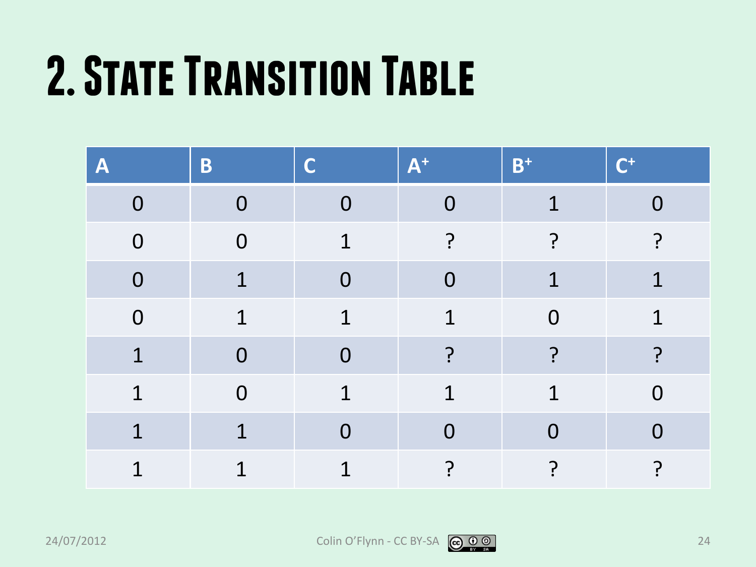# 2. State Transition Table

| A | B | C | $A^+$ | $B^+$ | $C^+$ |
|---|---|---|---|---|---|
| 0 | 0 | 0 | 0 | 1 | 0 |
| 0 | 0 | 1 | ? | ? | ? |
| 0 | 1 | 0 | 0 | 1 | 1 |
| 0 | 1 | 1 | 1 | 0 | 1 |
| 1 | 0 | 0 | ? | ? | ? |
| 1 | 0 | 1 | 1 | 1 | 0 |
| 1 | 1 | 0 | 0 | 0 | 0 |
| 1 | 1 | 1 | ? | ? | ? |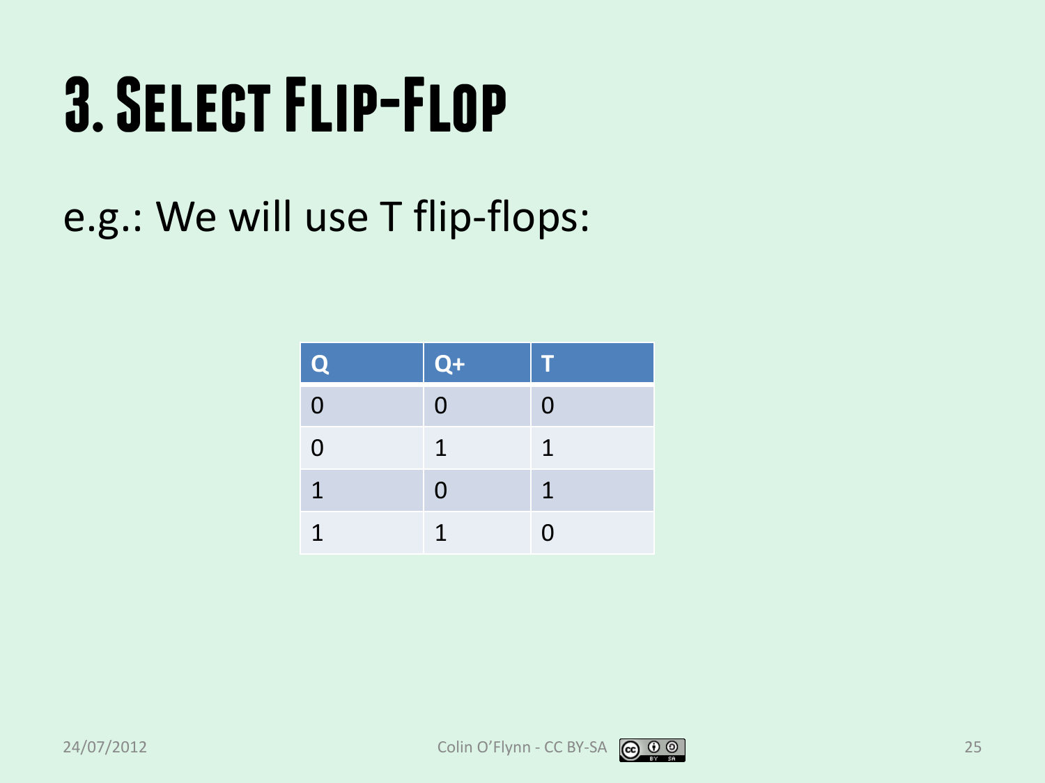# 3. Select Flip-Flop

e.g.: We will use T flip-flops:

| Q | Q+ | T |
|---|---|---|
| 0 | 0 | 0 |
| 0 | 1 | 1 |
| 1 | 0 | 1 |
| 1 | 1 | 0 |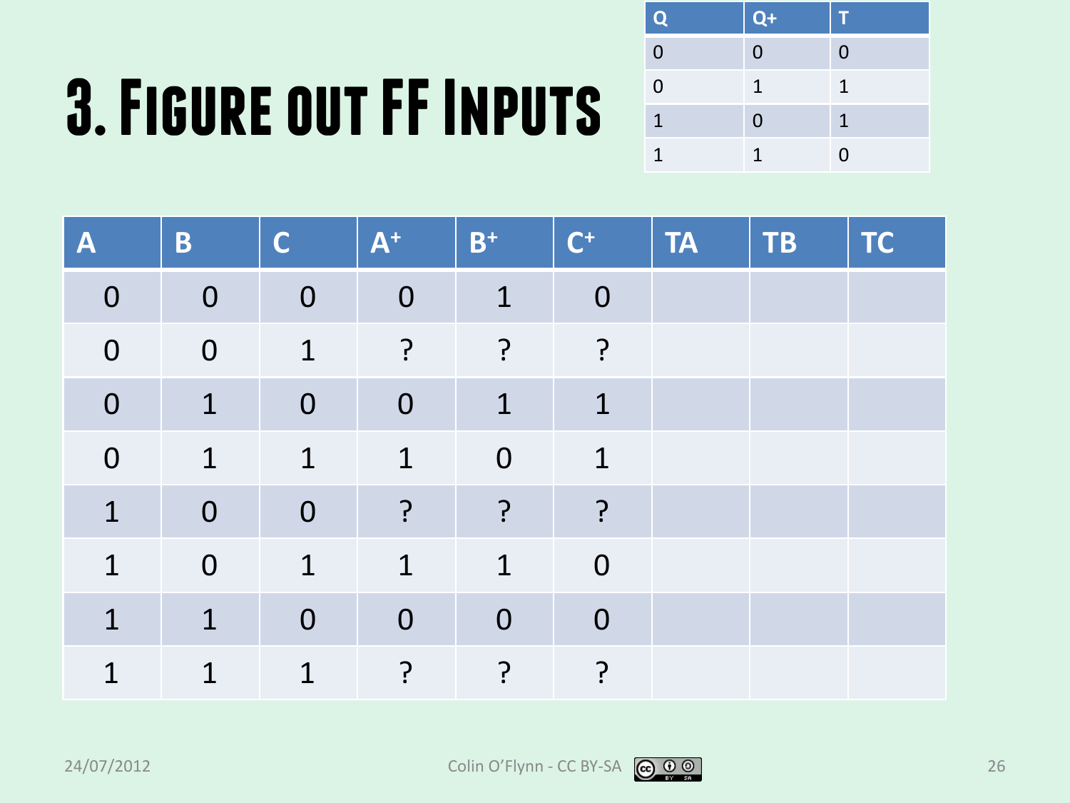# 3. Figure out FF Inputs

| Q | Q+ | T |
|---|---|---|
| 0 | 0 | 0 |
| 0 | 1 | 1 |
| 1 | 0 | 1 |
| 1 | 1 | 0 |

| A | B | C | $A^+$ | $B^+$ | $C^+$ | TA | TB | TC |
|---|---|---|---|---|---|---|---|---|
| 0 | 0 | 0 | 0 | 1 | 0 | | | |
| 0 | 0 | 1 | ? | ? | ? | | | |
| 0 | 1 | 0 | 0 | 1 | 1 | | | |
| 0 | 1 | 1 | 1 | 0 | 1 | | | |
| 1 | 0 | 0 | ? | ? | ? | | | |
| 1 | 0 | 1 | 1 | 1 | 0 | | | |
| 1 | 1 | 0 | 0 | 0 | 0 | | | |
| 1 | 1 | 1 | ? | ? | ? | | | |

24/07/2012

Colin O'Flynn - CC BY-SA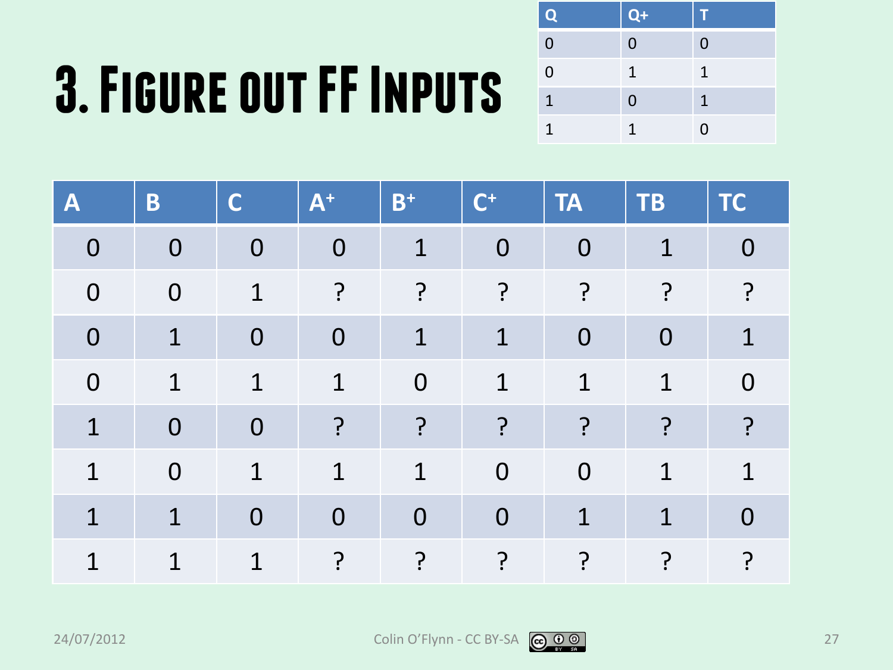# 3. Figure out FF Inputs

| Q | Q+ | T |
|---|---|---|
| 0 | 0 | 0 |
| 0 | 1 | 1 |
| 1 | 0 | 1 |
| 1 | 1 | 0 |

| A | B | C | $A^+$ | $B^+$ | $C^+$ | TA | TB | TC |
|---|---|---|---|---|---|---|---|---|
| 0 | 0 | 0 | 0 | 1 | 0 | 0 | 1 | 0 |
| 0 | 0 | 1 | ? | ? | ? | ? | ? | ? |
| 0 | 1 | 0 | 0 | 1 | 1 | 0 | 0 | 1 |
| 0 | 1 | 1 | 1 | 0 | 1 | 1 | 1 | 0 |
| 1 | 0 | 0 | ? | ? | ? | ? | ? | ? |
| 1 | 0 | 1 | 1 | 1 | 0 | 0 | 1 | 1 |
| 1 | 1 | 0 | 0 | 0 | 0 | 1 | 1 | 0 |
| 1 | 1 | 1 | ? | ? | ? | ? | ? | ? |

24/07/2012 Colin O'Flynn - CC BY-SA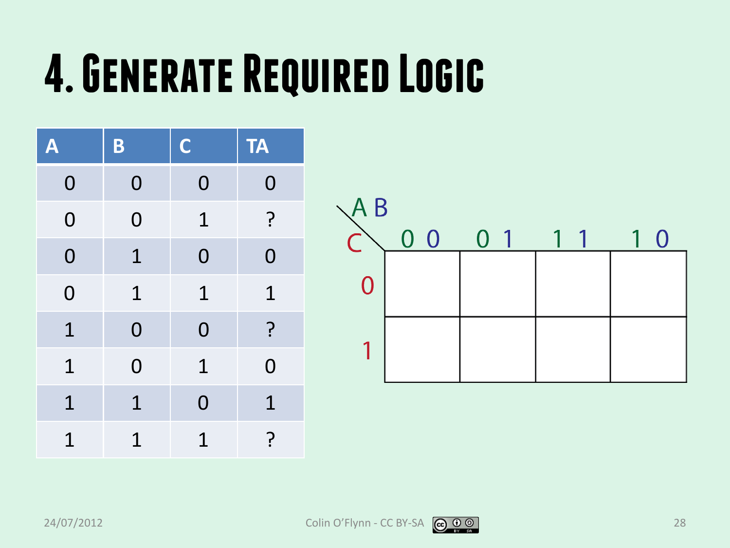# 4. Generate Required Logic

| A | B | C | TA |
|---|---|---|---|
| 0 | 0 | 0 | 0 |
| 0 | 0 | 1 | ? |
| 0 | 1 | 0 | 0 |
| 0 | 1 | 1 | 1 |
| 1 | 0 | 0 | ? |
| 1 | 0 | 1 | 0 |
| 1 | 1 | 0 | 1 |
| 1 | 1 | 1 | ? |

| C \ AB | 00 | 01 | 11 | 10 |
|---|---|---|---|---|
| 0 | | | | |
| 1 | | | | |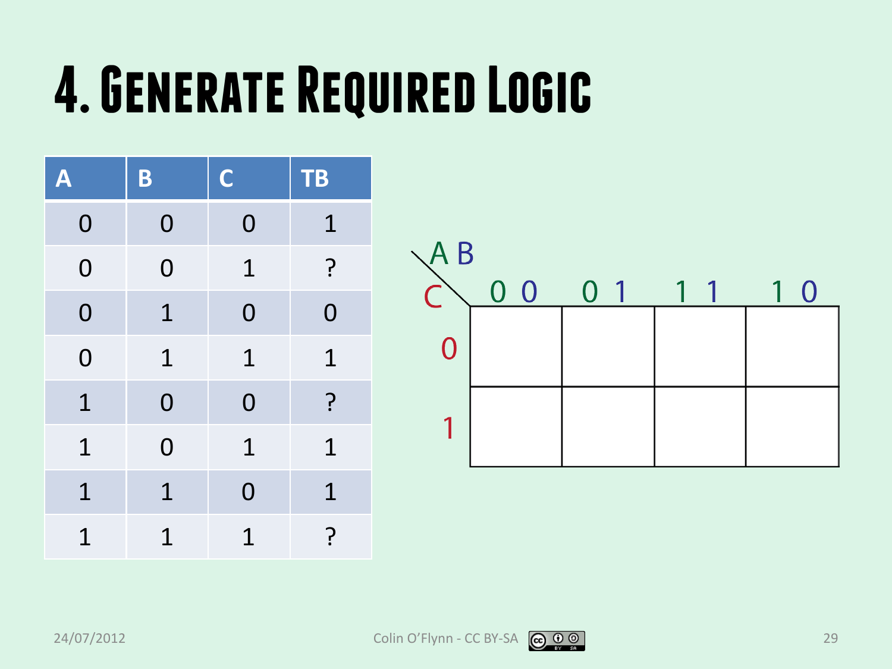# 4. Generate Required Logic

| A | B | C | TB |
|---|---|---|---|
| 0 | 0 | 0 | 1 |
| 0 | 0 | 1 | ? |
| 0 | 1 | 0 | 0 |
| 0 | 1 | 1 | 1 |
| 1 | 0 | 0 | ? |
| 1 | 0 | 1 | 1 |
| 1 | 1 | 0 | 1 |
| 1 | 1 | 1 | ? |

| C \ A B | 0 0 | 0 1 | 1 1 | 1 0 |
|---|---|---|---|---|
| 0 | | | | |
| 1 | | | | |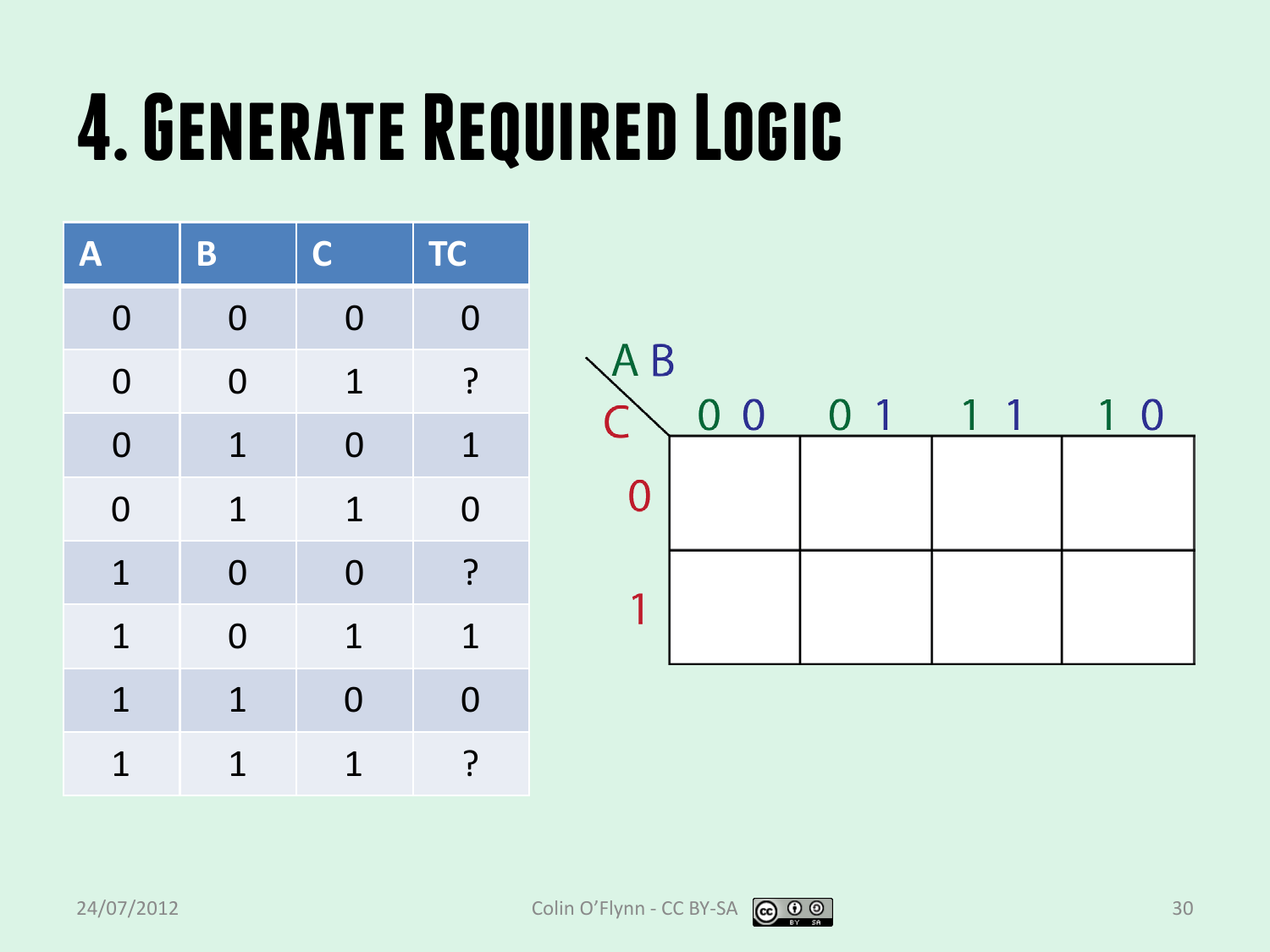# 4. Generate Required Logic

| A | B | C | TC |
|---|---|---|---|
| 0 | 0 | 0 | 0 |
| 0 | 0 | 1 | ? |
| 0 | 1 | 0 | 1 |
| 0 | 1 | 1 | 0 |
| 1 | 0 | 0 | ? |
| 1 | 0 | 1 | 1 |
| 1 | 1 | 0 | 0 |
| 1 | 1 | 1 | ? |

| C \ A B | 0 0 | 0 1 | 1 1 | 1 0 |
|---|---|---|---|---|
| 0 | | | | |
| 1 | | | | |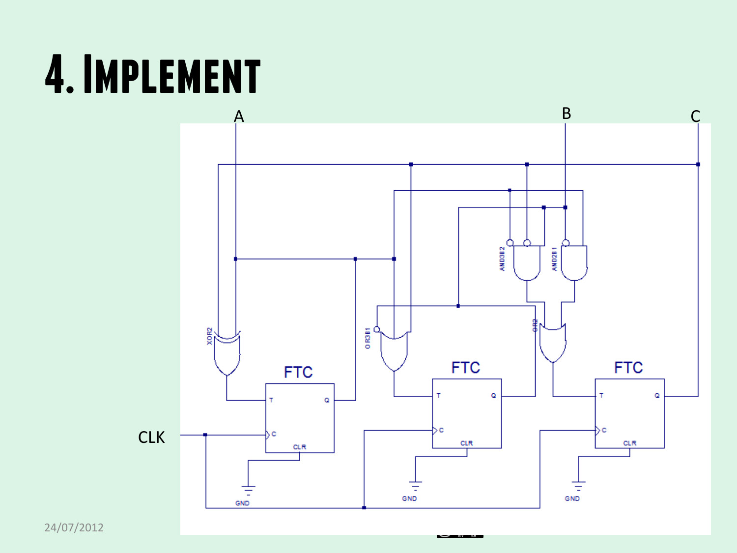# 4. Implement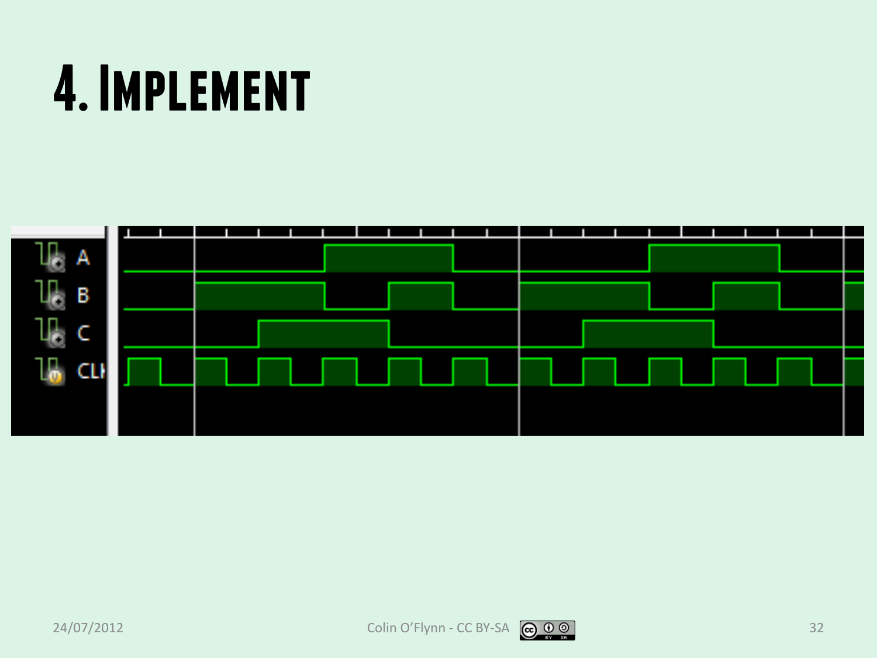# 4. Implement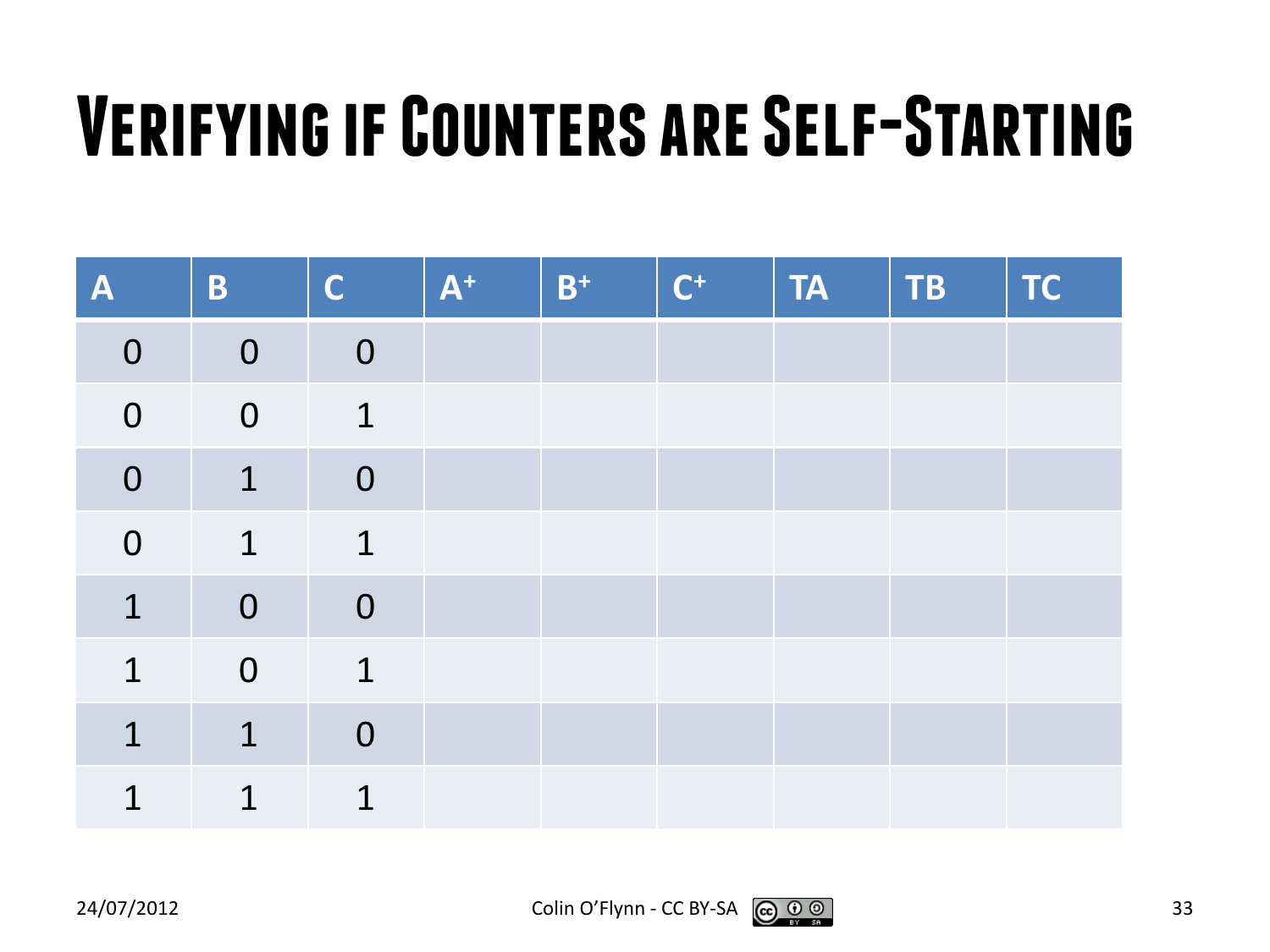# Verifying if Counters are Self-Starting

| A | B | C | $A^+$ | $B^+$ | $C^+$ | TA | TB | TC |
|---|---|---|---|---|---|---|---|---|
| 0 | 0 | 0 | | | | | | |
| 0 | 0 | 1 | | | | | | |
| 0 | 1 | 0 | | | | | | |
| 0 | 1 | 1 | | | | | | |
| 1 | 0 | 0 | | | | | | |
| 1 | 0 | 1 | | | | | | |
| 1 | 1 | 0 | | | | | | |
| 1 | 1 | 1 | | | | | | |

24/07/2012

Colin O'Flynn - CC BY-SA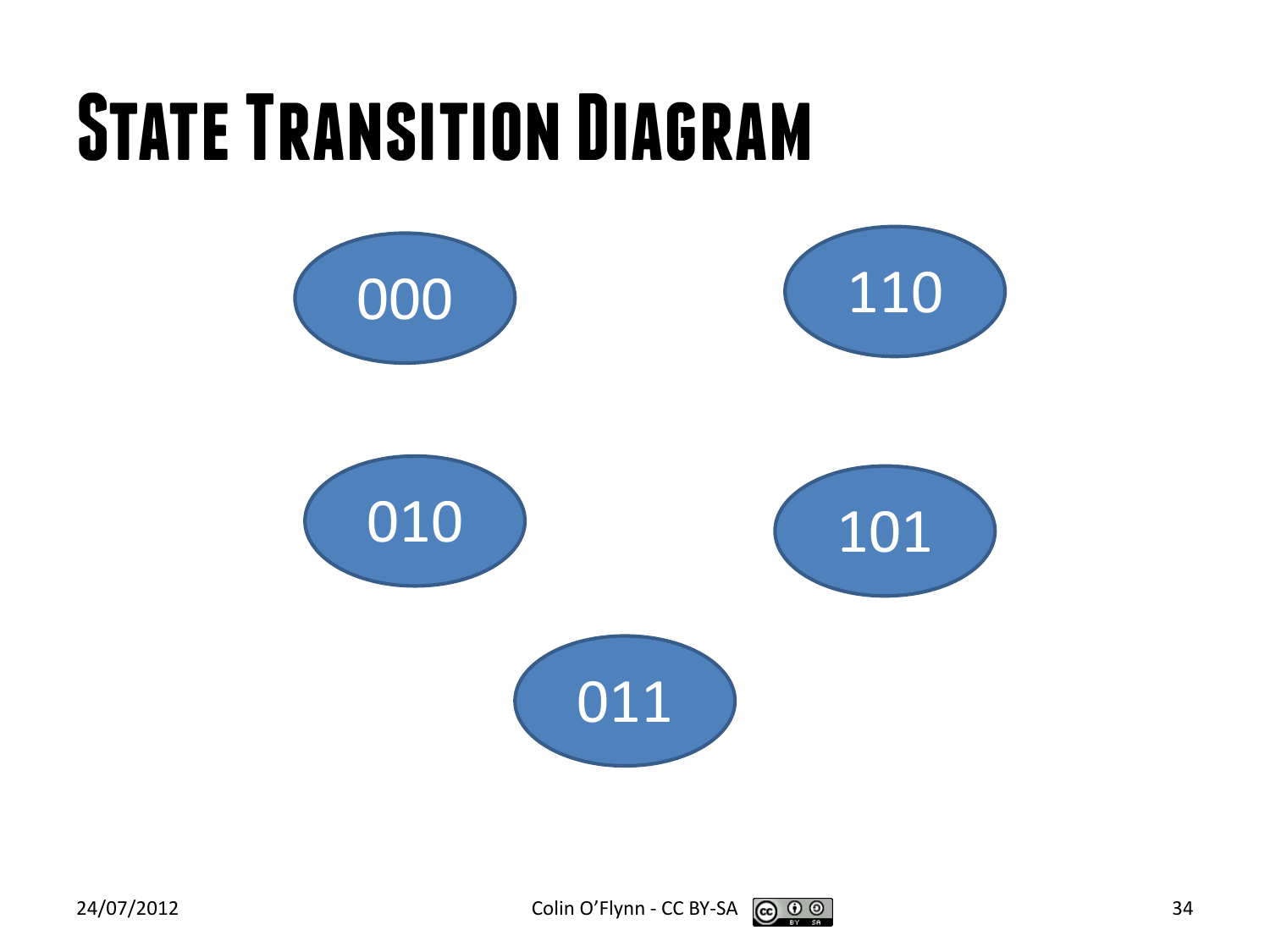# State Transition Diagram

000

110

010

101

011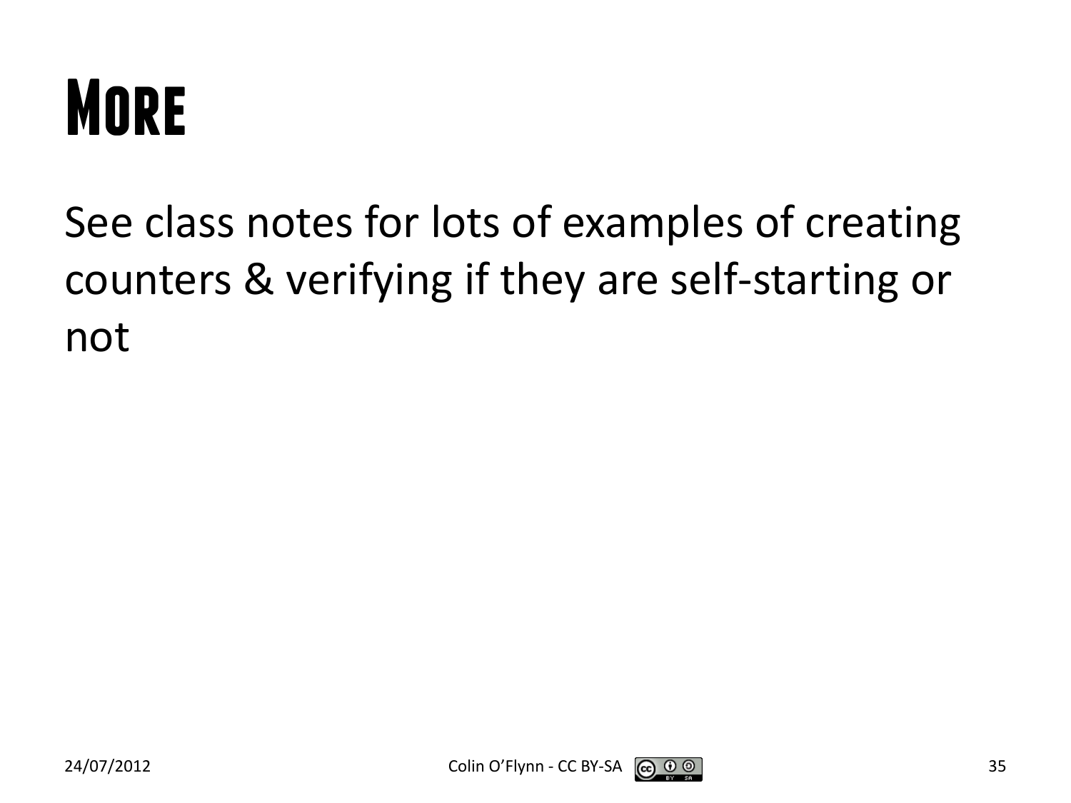# More

See class notes for lots of examples of creating counters & verifying if they are self-starting or not